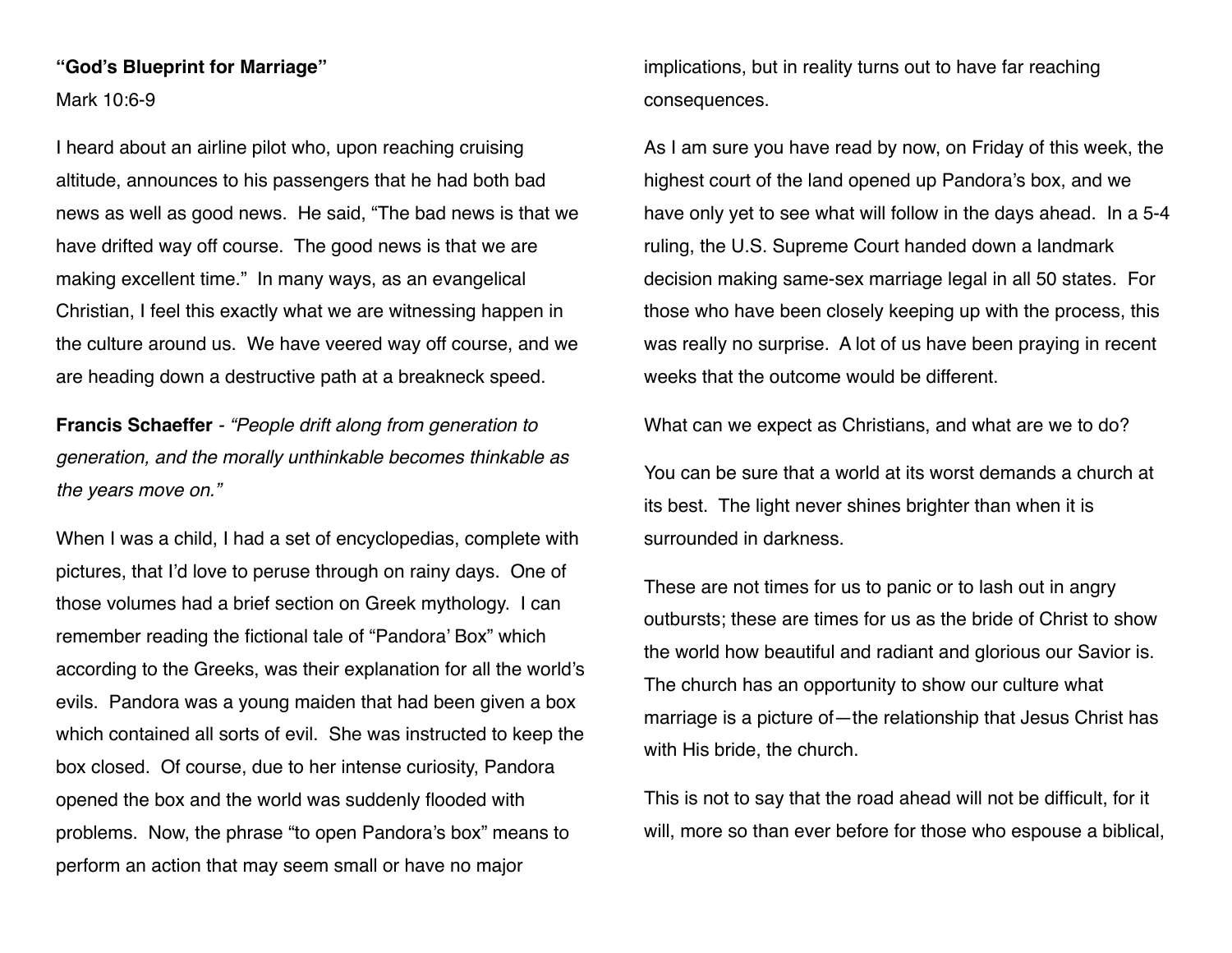**"God's Blueprint for Marriage"**

Mark 10:6-9

I heard about an airline pilot who, upon reaching cruising altitude, announces to his passengers that he had both bad news as well as good news. He said, "The bad news is that we have drifted way off course. The good news is that we are making excellent time." In many ways, as an evangelical Christian, I feel this exactly what we are witnessing happen in the culture around us. We have veered way off course, and we are heading down a destructive path at a breakneck speed.

**Francis Schaeffer** - *"People drift along from generation to generation, and the morally unthinkable becomes thinkable as the years move on."*

When I was a child, I had a set of encyclopedias, complete with pictures, that I'd love to peruse through on rainy days. One of those volumes had a brief section on Greek mythology. I can remember reading the fictional tale of "Pandora' Box" which according to the Greeks, was their explanation for all the world's evils. Pandora was a young maiden that had been given a box which contained all sorts of evil. She was instructed to keep the box closed. Of course, due to her intense curiosity, Pandora opened the box and the world was suddenly flooded with problems. Now, the phrase "to open Pandora's box" means to perform an action that may seem small or have no major implications, but in reality turns out to have far reaching consequences.

As I am sure you have read by now, on Friday of this week, the highest court of the land opened up Pandora's box, and we have only yet to see what will follow in the days ahead. In a 5-4 ruling, the U.S. Supreme Court handed down a landmark decision making same-sex marriage legal in all 50 states. For those who have been closely keeping up with the process, this was really no surprise. A lot of us have been praying in recent weeks that the outcome would be different.

What can we expect as Christians, and what are we to do?

You can be sure that a world at its worst demands a church at its best. The light never shines brighter than when it is surrounded in darkness.

These are not times for us to panic or to lash out in angry outbursts; these are times for us as the bride of Christ to show the world how beautiful and radiant and glorious our Savior is. The church has an opportunity to show our culture what marriage is a picture of—the relationship that Jesus Christ has with His bride, the church.

This is not to say that the road ahead will not be difficult, for it will, more so than ever before for those who espouse a biblical,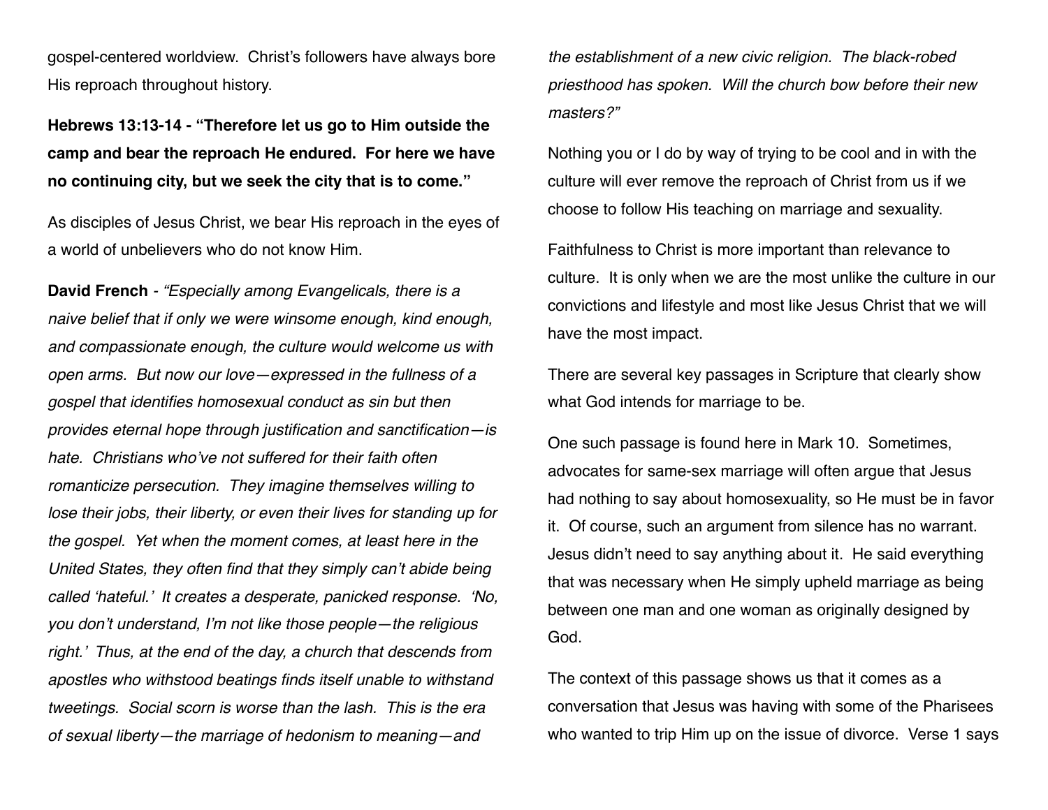gospel-centered worldview. Christ's followers have always bore His reproach throughout history.

**Hebrews 13:13-14 - "Therefore let us go to Him outside the camp and bear the reproach He endured. For here we have no continuing city, but we seek the city that is to come."**

As disciples of Jesus Christ, we bear His reproach in the eyes of a world of unbelievers who do not know Him.

**David French** - *"Especially among Evangelicals, there is a naive belief that if only we were winsome enough, kind enough, and compassionate enough, the culture would welcome us with open arms. But now our love—expressed in the fullness of a gospel that identifies homosexual conduct as sin but then provides eternal hope through justification and sanctification—is hate. Christians who've not suffered for their faith often romanticize persecution. They imagine themselves willing to lose their jobs, their liberty, or even their lives for standing up for the gospel. Yet when the moment comes, at least here in the United States, they often find that they simply can't abide being called 'hateful.' It creates a desperate, panicked response. 'No, you don't understand, I'm not like those people—the religious right.' Thus, at the end of the day, a church that descends from apostles who withstood beatings finds itself unable to withstand tweetings. Social scorn is worse than the lash. This is the era of sexual liberty—the marriage of hedonism to meaning—and the establishment of a new civic religion. The black-robed priesthood has spoken. Will the church bow before their new masters?"*

Nothing you or I do by way of trying to be cool and in with the culture will ever remove the reproach of Christ from us if we choose to follow His teaching on marriage and sexuality.

Faithfulness to Christ is more important than relevance to culture. It is only when we are the most unlike the culture in our convictions and lifestyle and most like Jesus Christ that we will have the most impact.

There are several key passages in Scripture that clearly show what God intends for marriage to be.

One such passage is found here in Mark 10. Sometimes, advocates for same-sex marriage will often argue that Jesus had nothing to say about homosexuality, so He must be in favor it. Of course, such an argument from silence has no warrant. Jesus didn't need to say anything about it. He said everything that was necessary when He simply upheld marriage as being between one man and one woman as originally designed by God.

The context of this passage shows us that it comes as a conversation that Jesus was having with some of the Pharisees who wanted to trip Him up on the issue of divorce. Verse 1 says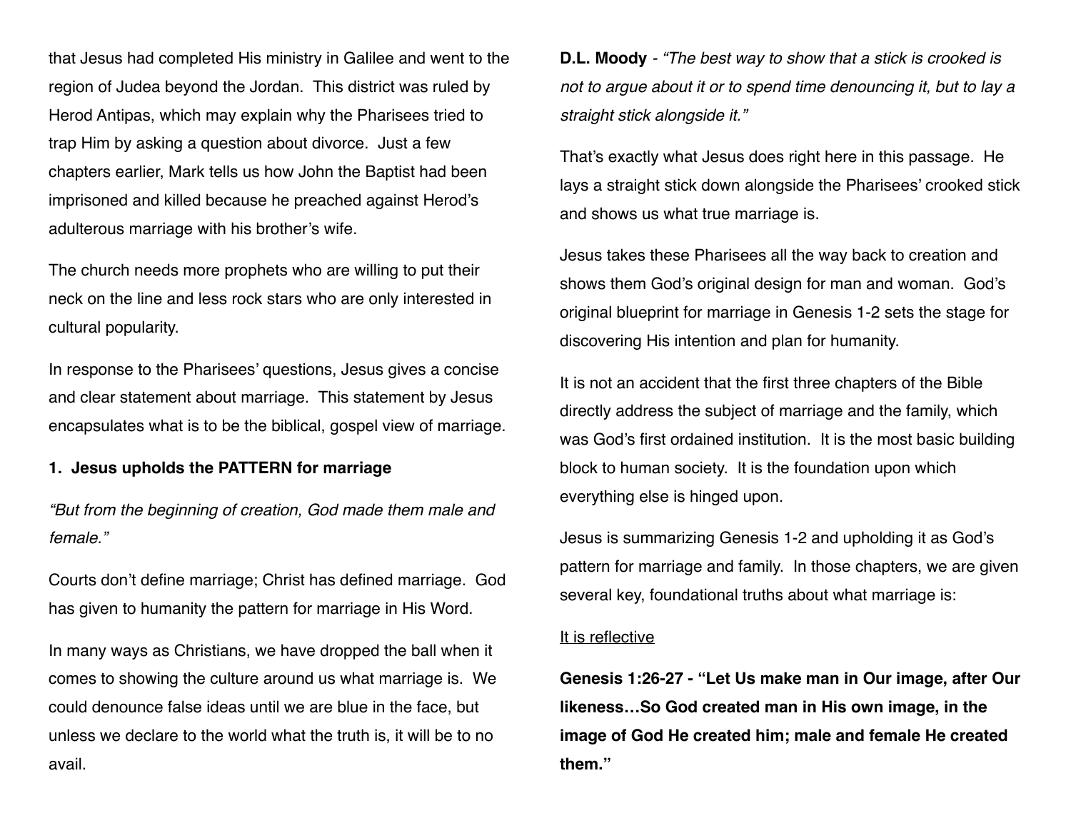that Jesus had completed His ministry in Galilee and went to the region of Judea beyond the Jordan. This district was ruled by Herod Antipas, which may explain why the Pharisees tried to trap Him by asking a question about divorce. Just a few chapters earlier, Mark tells us how John the Baptist had been imprisoned and killed because he preached against Herod's adulterous marriage with his brother's wife.

The church needs more prophets who are willing to put their neck on the line and less rock stars who are only interested in cultural popularity.

In response to the Pharisees' questions, Jesus gives a concise and clear statement about marriage. This statement by Jesus encapsulates what is to be the biblical, gospel view of marriage.

**1. Jesus upholds the PATTERN for marriage**

*"But from the beginning of creation, God made them male and female."*

Courts don't define marriage; Christ has defined marriage. God has given to humanity the pattern for marriage in His Word.

In many ways as Christians, we have dropped the ball when it comes to showing the culture around us what marriage is. We could denounce false ideas until we are blue in the face, but unless we declare to the world what the truth is, it will be to no avail.

**D.L. Moody** - *"The best way to show that a stick is crooked is not to argue about it or to spend time denouncing it, but to lay a straight stick alongside it."*

That's exactly what Jesus does right here in this passage. He lays a straight stick down alongside the Pharisees' crooked stick and shows us what true marriage is.

Jesus takes these Pharisees all the way back to creation and shows them God's original design for man and woman. God's original blueprint for marriage in Genesis 1-2 sets the stage for discovering His intention and plan for humanity.

It is not an accident that the first three chapters of the Bible directly address the subject of marriage and the family, which was God's first ordained institution. It is the most basic building block to human society. It is the foundation upon which everything else is hinged upon.

Jesus is summarizing Genesis 1-2 and upholding it as God's pattern for marriage and family. In those chapters, we are given several key, foundational truths about what marriage is:

<u>It is reflective</u>

**Genesis 1:26-27 - "Let Us make man in Our image, after Our likeness…So God created man in His own image, in the image of God He created him; male and female He created them."**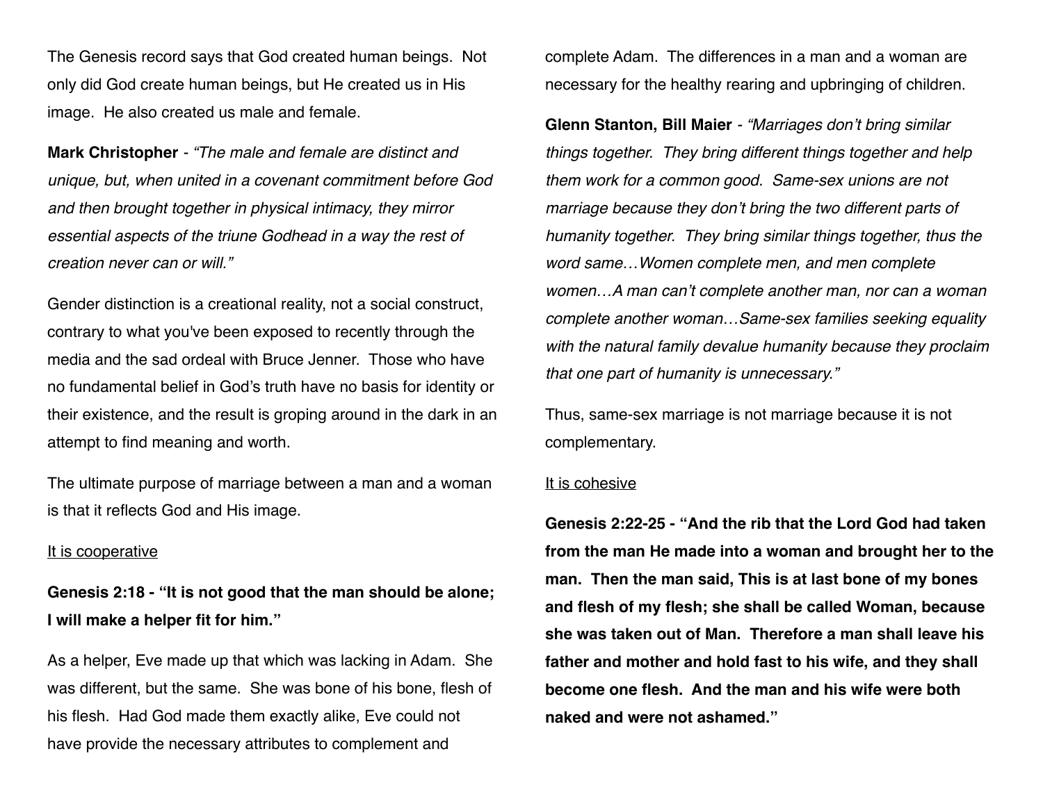The Genesis record says that God created human beings. Not only did God create human beings, but He created us in His image. He also created us male and female.

**Mark Christopher** - *"The male and female are distinct and unique, but, when united in a covenant commitment before God and then brought together in physical intimacy, they mirror essential aspects of the triune Godhead in a way the rest of creation never can or will."*

Gender distinction is a creational reality, not a social construct, contrary to what you've been exposed to recently through the media and the sad ordeal with Bruce Jenner. Those who have no fundamental belief in God's truth have no basis for identity or their existence, and the result is groping around in the dark in an attempt to find meaning and worth.

The ultimate purpose of marriage between a man and a woman is that it reflects God and His image.

<u>It is cooperative</u>

**Genesis 2:18 - "It is not good that the man should be alone; I will make a helper fit for him."**

As a helper, Eve made up that which was lacking in Adam. She was different, but the same. She was bone of his bone, flesh of his flesh. Had God made them exactly alike, Eve could not have provide the necessary attributes to complement and complete Adam. The differences in a man and a woman are necessary for the healthy rearing and upbringing of children.

**Glenn Stanton, Bill Maier** - *"Marriages don't bring similar things together. They bring different things together and help them work for a common good. Same-sex unions are not marriage because they don't bring the two different parts of humanity together. They bring similar things together, thus the word same…Women complete men, and men complete women…A man can't complete another man, nor can a woman complete another woman…Same-sex families seeking equality with the natural family devalue humanity because they proclaim that one part of humanity is unnecessary."*

Thus, same-sex marriage is not marriage because it is not complementary.

<u>It is cohesive</u>

**Genesis 2:22-25 - "And the rib that the Lord God had taken from the man He made into a woman and brought her to the man. Then the man said, This is at last bone of my bones and flesh of my flesh; she shall be called Woman, because she was taken out of Man. Therefore a man shall leave his father and mother and hold fast to his wife, and they shall become one flesh. And the man and his wife were both naked and were not ashamed."**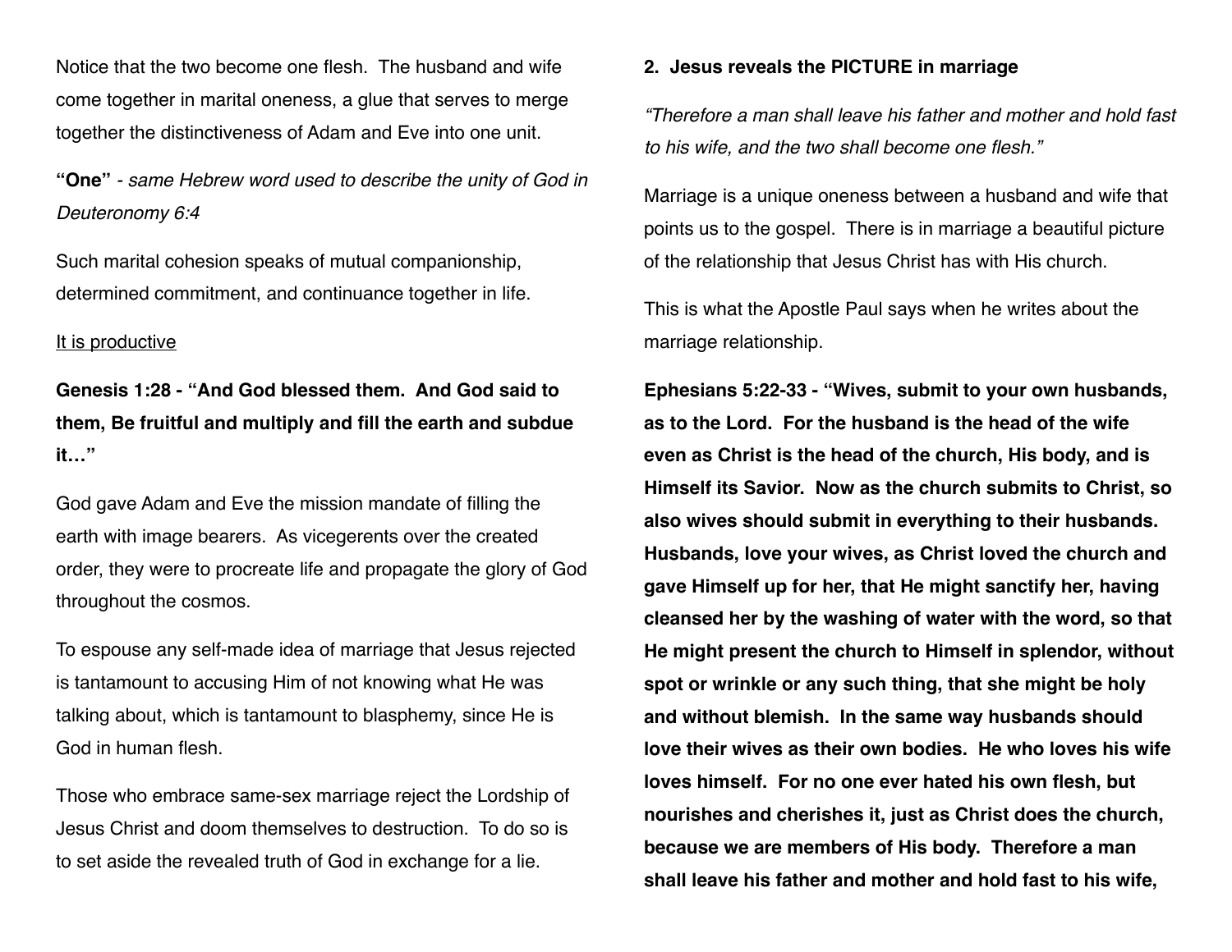Notice that the two become one flesh. The husband and wife come together in marital oneness, a glue that serves to merge together the distinctiveness of Adam and Eve into one unit.

**"One"** *- same Hebrew word used to describe the unity of God in Deuteronomy 6:4*

Such marital cohesion speaks of mutual companionship, determined commitment, and continuance together in life.

<u>It is productive</u>

**Genesis 1:28 - "And God blessed them. And God said to them, Be fruitful and multiply and fill the earth and subdue it…"**

God gave Adam and Eve the mission mandate of filling the earth with image bearers. As vicegerents over the created order, they were to procreate life and propagate the glory of God throughout the cosmos.

To espouse any self-made idea of marriage that Jesus rejected is tantamount to accusing Him of not knowing what He was talking about, which is tantamount to blasphemy, since He is God in human flesh.

Those who embrace same-sex marriage reject the Lordship of Jesus Christ and doom themselves to destruction. To do so is to set aside the revealed truth of God in exchange for a lie.

**2. Jesus reveals the PICTURE in marriage**

*"Therefore a man shall leave his father and mother and hold fast to his wife, and the two shall become one flesh."*

Marriage is a unique oneness between a husband and wife that points us to the gospel. There is in marriage a beautiful picture of the relationship that Jesus Christ has with His church.

This is what the Apostle Paul says when he writes about the marriage relationship.

**Ephesians 5:22-33 - "Wives, submit to your own husbands, as to the Lord. For the husband is the head of the wife even as Christ is the head of the church, His body, and is Himself its Savior. Now as the church submits to Christ, so also wives should submit in everything to their husbands. Husbands, love your wives, as Christ loved the church and gave Himself up for her, that He might sanctify her, having cleansed her by the washing of water with the word, so that He might present the church to Himself in splendor, without spot or wrinkle or any such thing, that she might be holy and without blemish. In the same way husbands should love their wives as their own bodies. He who loves his wife loves himself. For no one ever hated his own flesh, but nourishes and cherishes it, just as Christ does the church, because we are members of His body. Therefore a man shall leave his father and mother and hold fast to his wife,**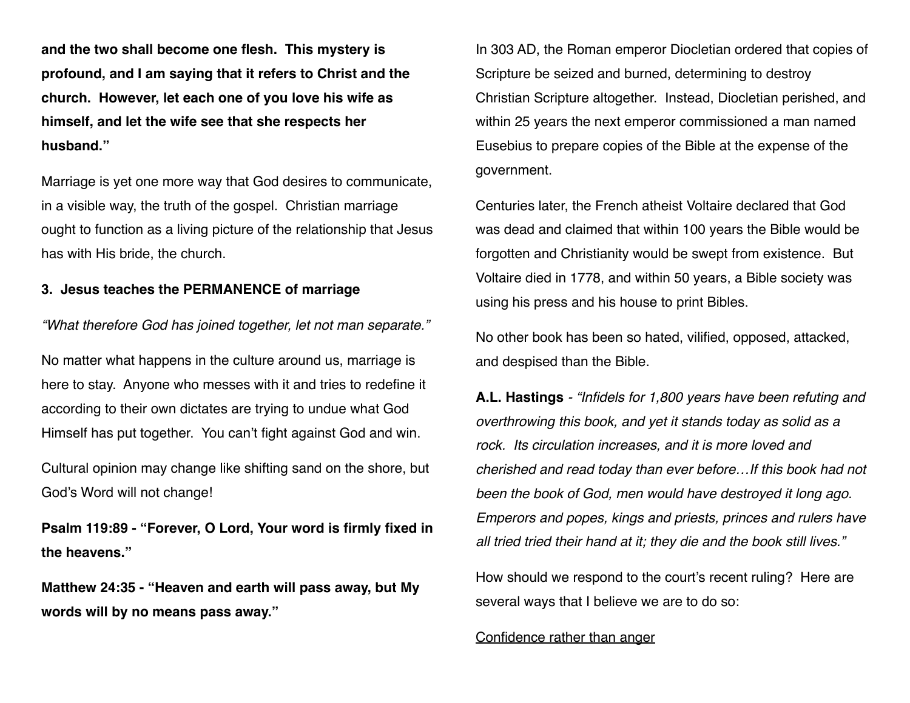**and the two shall become one flesh. This mystery is profound, and I am saying that it refers to Christ and the church. However, let each one of you love his wife as himself, and let the wife see that she respects her husband."**

Marriage is yet one more way that God desires to communicate, in a visible way, the truth of the gospel. Christian marriage ought to function as a living picture of the relationship that Jesus has with His bride, the church.

**3. Jesus teaches the PERMANENCE of marriage**

*"What therefore God has joined together, let not man separate."*

No matter what happens in the culture around us, marriage is here to stay. Anyone who messes with it and tries to redefine it according to their own dictates are trying to undue what God Himself has put together. You can't fight against God and win.

Cultural opinion may change like shifting sand on the shore, but God's Word will not change!

**Psalm 119:89 - "Forever, O Lord, Your word is firmly fixed in the heavens."**

**Matthew 24:35 - "Heaven and earth will pass away, but My words will by no means pass away."**

In 303 AD, the Roman emperor Diocletian ordered that copies of Scripture be seized and burned, determining to destroy Christian Scripture altogether. Instead, Diocletian perished, and within 25 years the next emperor commissioned a man named Eusebius to prepare copies of the Bible at the expense of the government.

Centuries later, the French atheist Voltaire declared that God was dead and claimed that within 100 years the Bible would be forgotten and Christianity would be swept from existence. But Voltaire died in 1778, and within 50 years, a Bible society was using his press and his house to print Bibles.

No other book has been so hated, vilified, opposed, attacked, and despised than the Bible.

**A.L. Hastings** - *"Infidels for 1,800 years have been refuting and overthrowing this book, and yet it stands today as solid as a rock. Its circulation increases, and it is more loved and cherished and read today than ever before…If this book had not been the book of God, men would have destroyed it long ago. Emperors and popes, kings and priests, princes and rulers have all tried tried their hand at it; they die and the book still lives."*

How should we respond to the court's recent ruling? Here are several ways that I believe we are to do so:

<u>Confidence rather than anger</u>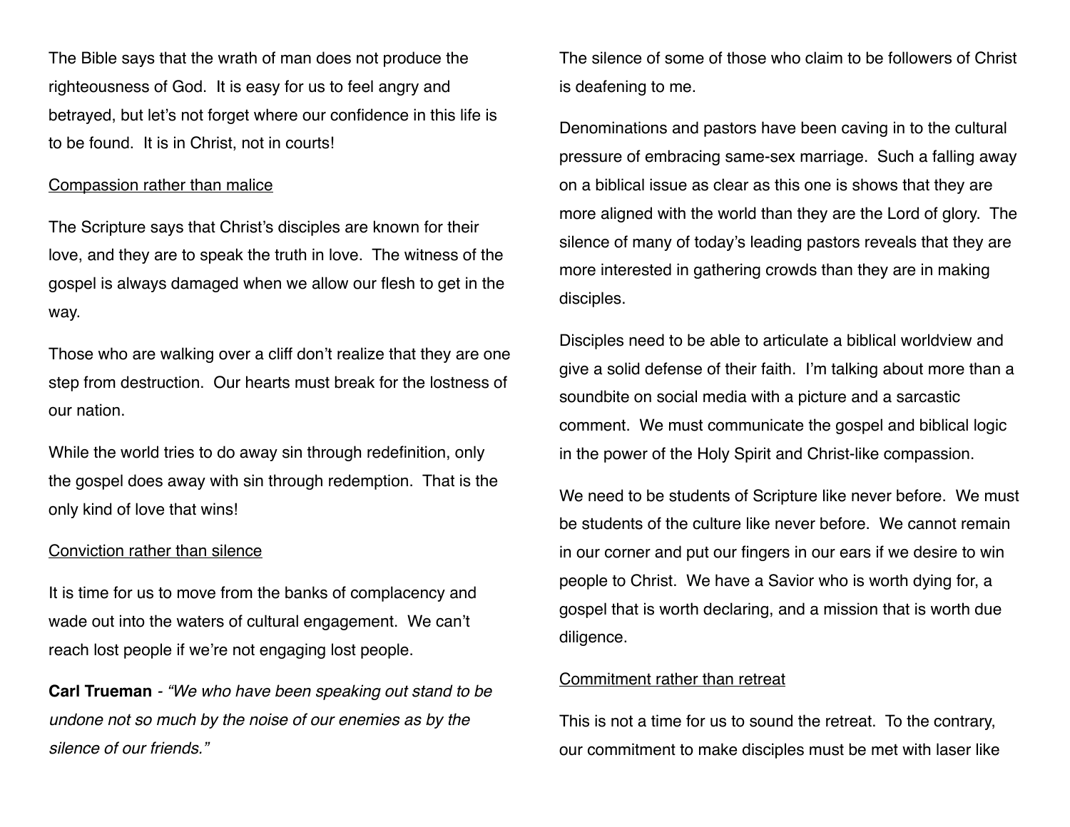The Bible says that the wrath of man does not produce the righteousness of God. It is easy for us to feel angry and betrayed, but let's not forget where our confidence in this life is to be found. It is in Christ, not in courts!

Compassion rather than malice

The Scripture says that Christ's disciples are known for their love, and they are to speak the truth in love. The witness of the gospel is always damaged when we allow our flesh to get in the way.

Those who are walking over a cliff don't realize that they are one step from destruction. Our hearts must break for the lostness of our nation.

While the world tries to do away sin through redefinition, only the gospel does away with sin through redemption. That is the only kind of love that wins!

Conviction rather than silence

It is time for us to move from the banks of complacency and wade out into the waters of cultural engagement. We can't reach lost people if we're not engaging lost people.

**Carl Trueman** - *"We who have been speaking out stand to be undone not so much by the noise of our enemies as by the silence of our friends."*

The silence of some of those who claim to be followers of Christ is deafening to me.

Denominations and pastors have been caving in to the cultural pressure of embracing same-sex marriage. Such a falling away on a biblical issue as clear as this one is shows that they are more aligned with the world than they are the Lord of glory. The silence of many of today's leading pastors reveals that they are more interested in gathering crowds than they are in making disciples.

Disciples need to be able to articulate a biblical worldview and give a solid defense of their faith. I'm talking about more than a soundbite on social media with a picture and a sarcastic comment. We must communicate the gospel and biblical logic in the power of the Holy Spirit and Christ-like compassion.

We need to be students of Scripture like never before. We must be students of the culture like never before. We cannot remain in our corner and put our fingers in our ears if we desire to win people to Christ. We have a Savior who is worth dying for, a gospel that is worth declaring, and a mission that is worth due diligence.

Commitment rather than retreat

This is not a time for us to sound the retreat. To the contrary, our commitment to make disciples must be met with laser like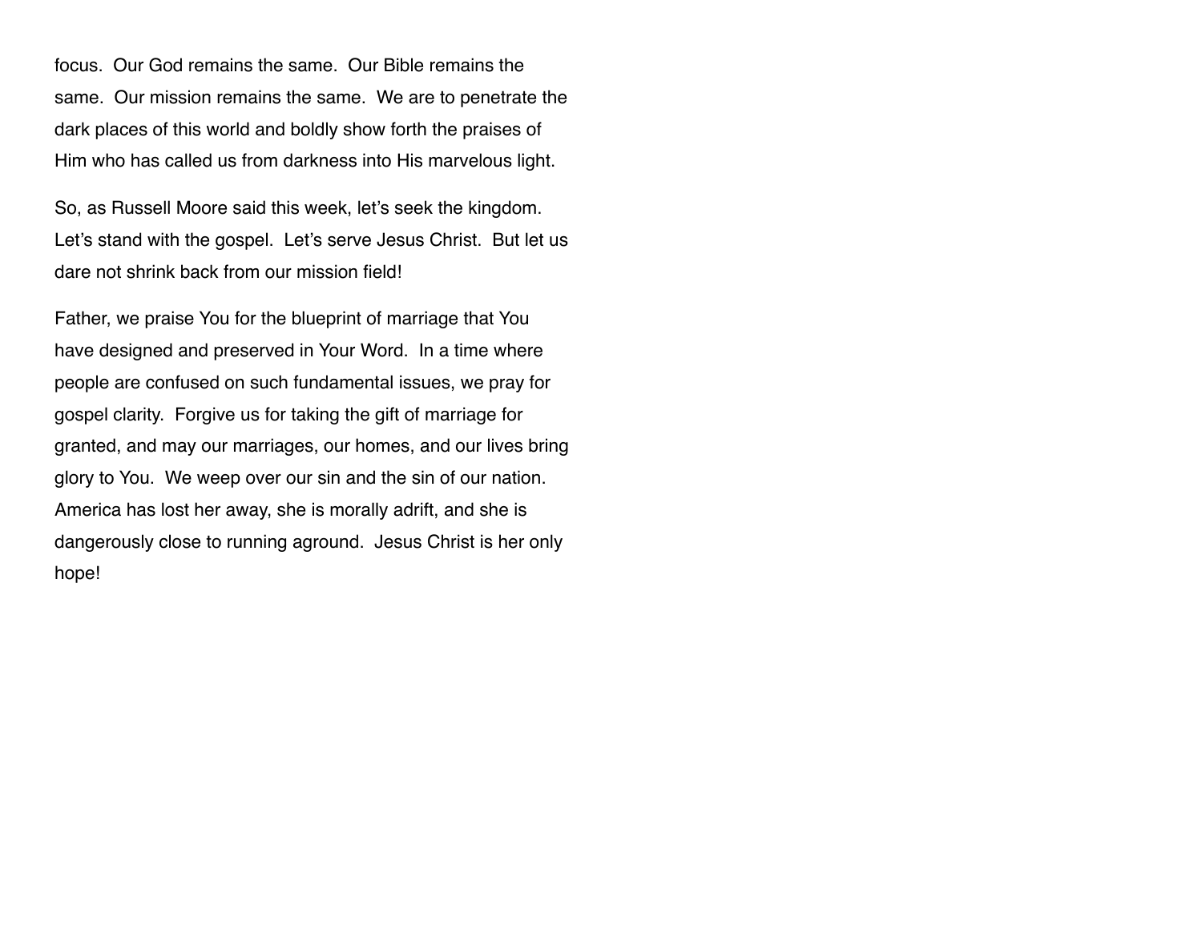focus. Our God remains the same. Our Bible remains the same. Our mission remains the same. We are to penetrate the dark places of this world and boldly show forth the praises of Him who has called us from darkness into His marvelous light.

So, as Russell Moore said this week, let's seek the kingdom. Let's stand with the gospel. Let's serve Jesus Christ. But let us dare not shrink back from our mission field!

Father, we praise You for the blueprint of marriage that You have designed and preserved in Your Word. In a time where people are confused on such fundamental issues, we pray for gospel clarity. Forgive us for taking the gift of marriage for granted, and may our marriages, our homes, and our lives bring glory to You. We weep over our sin and the sin of our nation. America has lost her away, she is morally adrift, and she is dangerously close to running aground. Jesus Christ is her only hope!